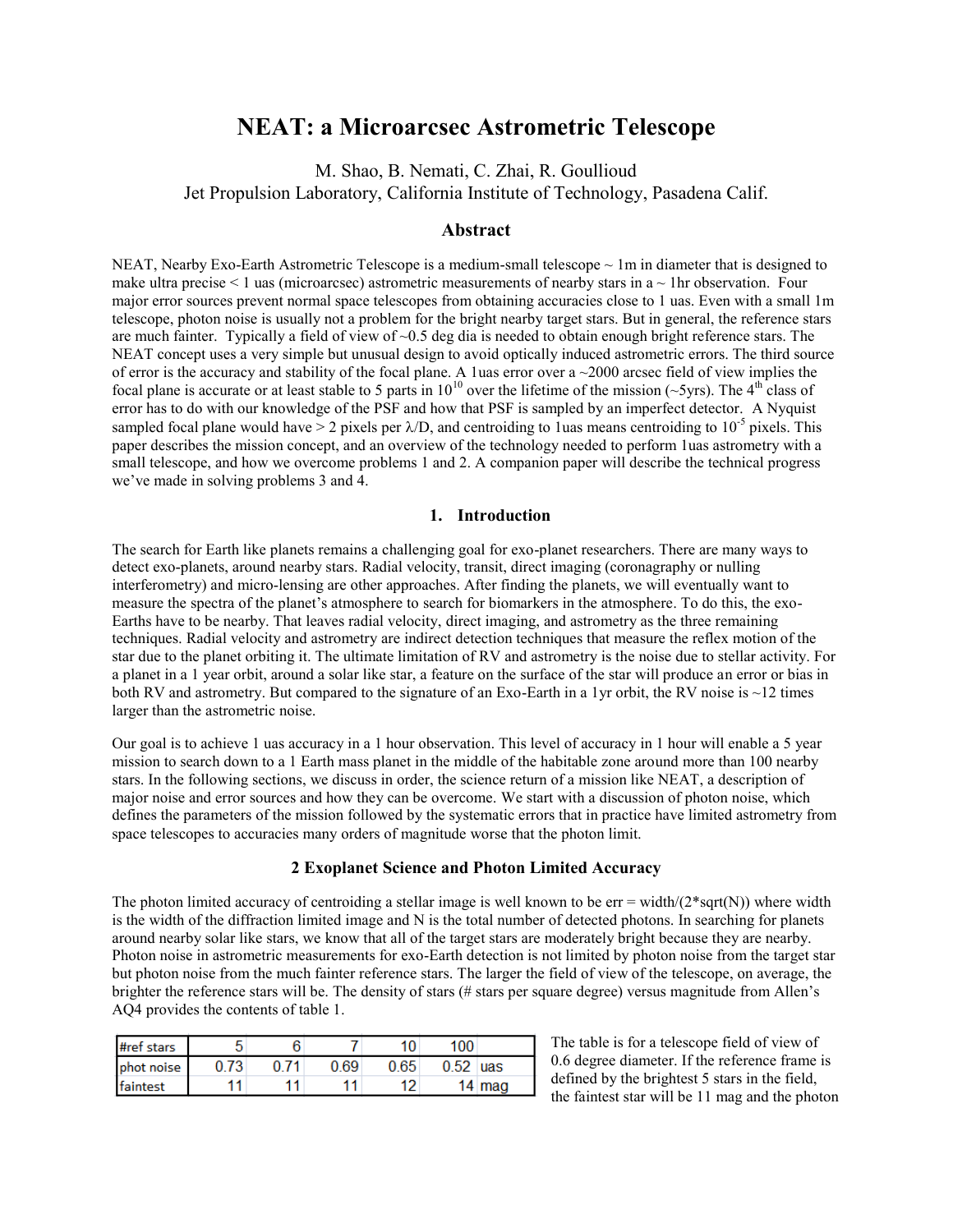# NEAT: a Microarcsec Astrometric Telescope

M. Shao, B. Nemati, C. Zhai, R. Goullioud
Jet Propulsion Laboratory, California Institute of Technology, Pasadena Calif.

## Abstract

NEAT, Nearby Exo-Earth Astrometric Telescope is a medium-small telescope ~ 1m in diameter that is designed to make ultra precise < 1 uas (microarcsec) astrometric measurements of nearby stars in a ~ 1hr observation. Four major error sources prevent normal space telescopes from obtaining accuracies close to 1 uas. Even with a small 1m telescope, photon noise is usually not a problem for the bright nearby target stars. But in general, the reference stars are much fainter. Typically a field of view of ~0.5 deg dia is needed to obtain enough bright reference stars. The NEAT concept uses a very simple but unusual design to avoid optically induced astrometric errors. The third source of error is the accuracy and stability of the focal plane. A 1uas error over a ~2000 arcsec field of view implies the focal plane is accurate or at least stable to 5 parts in $10^{10}$ over the lifetime of the mission (~5yrs). The 4[th] class of error has to do with our knowledge of the PSF and how that PSF is sampled by an imperfect detector. A Nyquist sampled focal plane would have > 2 pixels per $\lambda$/D, and centroiding to 1uas means centroiding to $10^{-5}$ pixels. This paper describes the mission concept, and an overview of the technology needed to perform 1uas astrometry with a small telescope, and how we overcome problems 1 and 2. A companion paper will describe the technical progress we've made in solving problems 3 and 4.

## 1. Introduction

The search for Earth like planets remains a challenging goal for exo-planet researchers. There are many ways to detect exo-planets, around nearby stars. Radial velocity, transit, direct imaging (coronagraphy or nulling interferometry) and micro-lensing are other approaches. After finding the planets, we will eventually want to measure the spectra of the planet's atmosphere to search for biomarkers in the atmosphere. To do this, the exo-Earths have to be nearby. That leaves radial velocity, direct imaging, and astrometry as the three remaining techniques. Radial velocity and astrometry are indirect detection techniques that measure the reflex motion of the star due to the planet orbiting it. The ultimate limitation of RV and astrometry is the noise due to stellar activity. For a planet in a 1 year orbit, around a solar like star, a feature on the surface of the star will produce an error or bias in both RV and astrometry. But compared to the signature of an Exo-Earth in a 1yr orbit, the RV noise is ~12 times larger than the astrometric noise.

Our goal is to achieve 1 uas accuracy in a 1 hour observation. This level of accuracy in 1 hour will enable a 5 year mission to search down to a 1 Earth mass planet in the middle of the habitable zone around more than 100 nearby stars. In the following sections, we discuss in order, the science return of a mission like NEAT, a description of major noise and error sources and how they can be overcome. We start with a discussion of photon noise, which defines the parameters of the mission followed by the systematic errors that in practice have limited astrometry from space telescopes to accuracies many orders of magnitude worse that the photon limit.

## 2 Exoplanet Science and Photon Limited Accuracy

The photon limited accuracy of centroiding a stellar image is well known to be err = width/(2*sqrt(N)) where width is the width of the diffraction limited image and N is the total number of detected photons. In searching for planets around nearby solar like stars, we know that all of the target stars are moderately bright because they are nearby. Photon noise in astrometric measurements for exo-Earth detection is not limited by photon noise from the target star but photon noise from the much fainter reference stars. The larger the field of view of the telescope, on average, the brighter the reference stars will be. The density of stars (# stars per square degree) versus magnitude from Allen's AQ4 provides the contents of table 1.

| #ref stars | 5 | 6 | 7 | 10 | 100 | |
|---|---|---|---|---|---|---|
| phot noise | 0.73 | 0.71 | 0.69 | 0.65 | 0.52 | uas |
| faintest | 11 | 11 | 11 | 12 | 14 | mag |

The table is for a telescope field of view of 0.6 degree diameter. If the reference frame is defined by the brightest 5 stars in the field, the faintest star will be 11 mag and the photon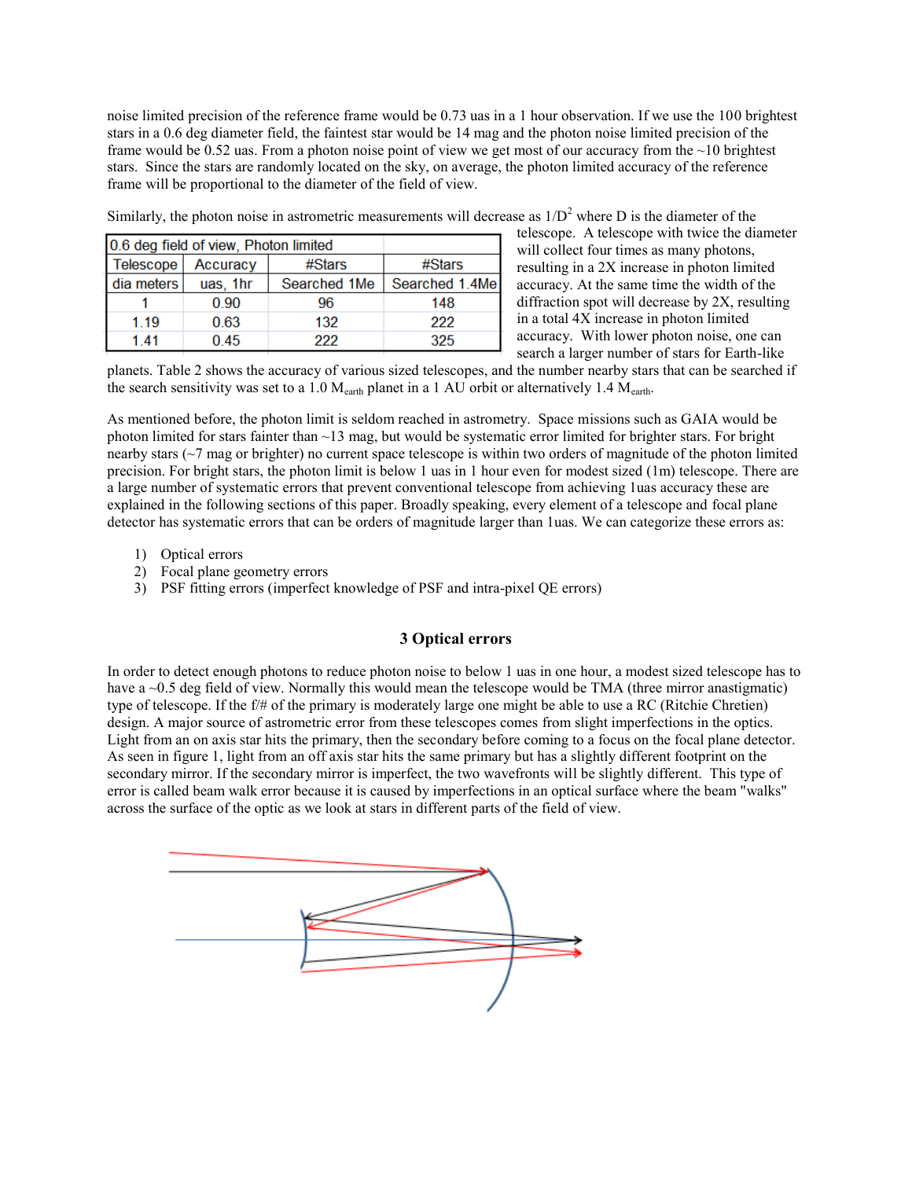noise limited precision of the reference frame would be 0.73 uas in a 1 hour observation. If we use the 100 brightest stars in a 0.6 deg diameter field, the faintest star would be 14 mag and the photon noise limited precision of the frame would be 0.52 uas. From a photon noise point of view we get most of our accuracy from the ~10 brightest stars. Since the stars are randomly located on the sky, on average, the photon limited accuracy of the reference frame will be proportional to the diameter of the field of view.

Similarly, the photon noise in astrometric measurements will decrease as $1/D^2$ where D is the diameter of the telescope. A telescope with twice the diameter will collect four times as many photons, resulting in a 2X increase in photon limited accuracy. At the same time the width of the diffraction spot will decrease by 2X, resulting in a total 4X increase in photon limited accuracy. With lower photon noise, one can search a larger number of stars for Earth-like planets. Table 2 shows the accuracy of various sized telescopes, and the number nearby stars that can be searched if the search sensitivity was set to a 1.0 $M_{earth}$ planet in a 1 AU orbit or alternatively 1.4 $M_{earth}$.

| 0.6 deg field of view, Photon limited | | | |
|---|---|---|---|
| Telescope dia meters | Accuracy uas, 1hr | #Stars Searched 1Me | #Stars Searched 1.4Me |
| 1 | 0.90 | 96 | 148 |
| 1.19 | 0.63 | 132 | 222 |
| 1.41 | 0.45 | 222 | 325 |

As mentioned before, the photon limit is seldom reached in astrometry. Space missions such as GAIA would be photon limited for stars fainter than ~13 mag, but would be systematic error limited for brighter stars. For bright nearby stars (~7 mag or brighter) no current space telescope is within two orders of magnitude of the photon limited precision. For bright stars, the photon limit is below 1 uas in 1 hour even for modest sized (1m) telescope. There are a large number of systematic errors that prevent conventional telescope from achieving 1uas accuracy these are explained in the following sections of this paper. Broadly speaking, every element of a telescope and focal plane detector has systematic errors that can be orders of magnitude larger than 1uas. We can categorize these errors as:

1) Optical errors
2) Focal plane geometry errors
3) PSF fitting errors (imperfect knowledge of PSF and intra-pixel QE errors)

## 3 Optical errors

In order to detect enough photons to reduce photon noise to below 1 uas in one hour, a modest sized telescope has to have a ~0.5 deg field of view. Normally this would mean the telescope would be TMA (three mirror anastigmatic) type of telescope. If the f/# of the primary is moderately large one might be able to use a RC (Ritchie Chretien) design. A major source of astrometric error from these telescopes comes from slight imperfections in the optics. Light from an on axis star hits the primary, then the secondary before coming to a focus on the focal plane detector. As seen in figure 1, light from an off axis star hits the same primary but has a slightly different footprint on the secondary mirror. If the secondary mirror is imperfect, the two wavefronts will be slightly different. This type of error is called beam walk error because it is caused by imperfections in an optical surface where the beam "walks" across the surface of the optic as we look at stars in different parts of the field of view.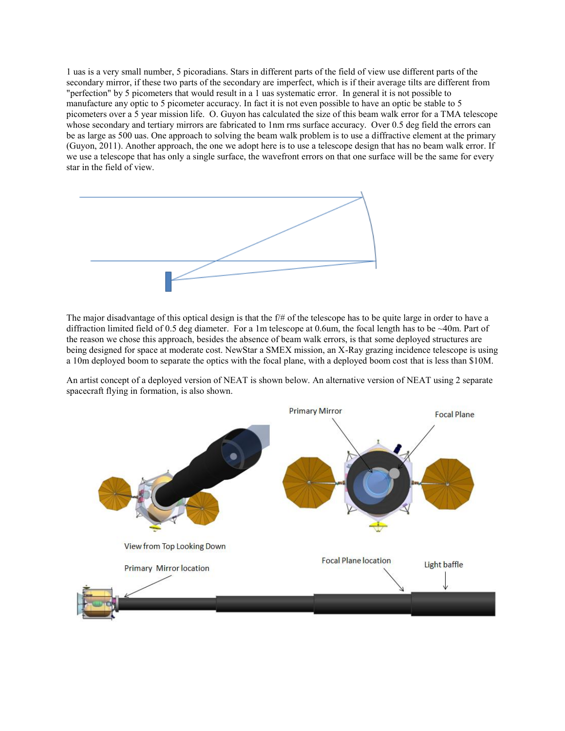1 uas is a very small number, 5 picoradians. Stars in different parts of the field of view use different parts of the secondary mirror, if these two parts of the secondary are imperfect, which is if their average tilts are different from "perfection" by 5 picometers that would result in a 1 uas systematic error. In general it is not possible to manufacture any optic to 5 picometer accuracy. In fact it is not even possible to have an optic be stable to 5 picometers over a 5 year mission life. O. Guyon has calculated the size of this beam walk error for a TMA telescope whose secondary and tertiary mirrors are fabricated to 1nm rms surface accuracy. Over 0.5 deg field the errors can be as large as 500 uas. One approach to solving the beam walk problem is to use a diffractive element at the primary (Guyon, 2011). Another approach, the one we adopt here is to use a telescope design that has no beam walk error. If we use a telescope that has only a single surface, the wavefront errors on that one surface will be the same for every star in the field of view.

The major disadvantage of this optical design is that the f/# of the telescope has to be quite large in order to have a diffraction limited field of 0.5 deg diameter. For a 1m telescope at 0.6um, the focal length has to be ~40m. Part of the reason we chose this approach, besides the absence of beam walk errors, is that some deployed structures are being designed for space at moderate cost. NewStar a SMEX mission, an X-Ray grazing incidence telescope is using a 10m deployed boom to separate the optics with the focal plane, with a deployed boom cost that is less than $10M.

An artist concept of a deployed version of NEAT is shown below. An alternative version of NEAT using 2 separate spacecraft flying in formation, is also shown.

Primary Mirror

Focal Plane

View from Top Looking Down

Primary Mirror location

Focal Plane location

Light baffle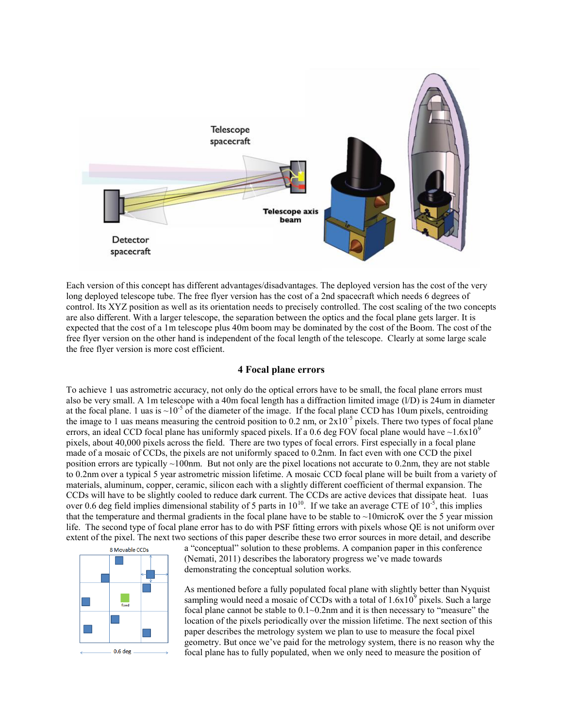Each version of this concept has different advantages/disadvantages. The deployed version has the cost of the very long deployed telescope tube. The free flyer version has the cost of a 2nd spacecraft which needs 6 degrees of control. Its XYZ position as well as its orientation needs to precisely controlled. The cost scaling of the two concepts are also different. With a larger telescope, the separation between the optics and the focal plane gets larger. It is expected that the cost of a 1m telescope plus 40m boom may be dominated by the cost of the Boom. The cost of the free flyer version on the other hand is independent of the focal length of the telescope. Clearly at some large scale the free flyer version is more cost efficient.

## 4 Focal plane errors

To achieve 1 uas astrometric accuracy, not only do the optical errors have to be small, the focal plane errors must also be very small. A 1m telescope with a 40m focal length has a diffraction limited image (l/D) is 24um in diameter at the focal plane. 1 uas is ~$10^{-5}$ of the diameter of the image. If the focal plane CCD has 10um pixels, centroiding the image to 1 uas means measuring the centroid position to 0.2 nm, or $2\text{x}10^{-5}$ pixels. There two types of focal plane errors, an ideal CCD focal plane has uniformly spaced pixels. If a 0.6 deg FOV focal plane would have ~$1.6\text{x}10^{9}$ pixels, about 40,000 pixels across the field. There are two types of focal errors. First especially in a focal plane made of a mosaic of CCDs, the pixels are not uniformly spaced to 0.2nm. In fact even with one CCD the pixel position errors are typically ~100nm. But not only are the pixel locations not accurate to 0.2nm, they are not stable to 0.2nm over a typical 5 year astrometric mission lifetime. A mosaic CCD focal plane will be built from a variety of materials, aluminum, copper, ceramic, silicon each with a slightly different coefficient of thermal expansion. The CCDs will have to be slightly cooled to reduce dark current. The CCDs are active devices that dissipate heat. 1uas over 0.6 deg field implies dimensional stability of 5 parts in $10^{10}$. If we take an average CTE of $10^{-5}$, this implies that the temperature and thermal gradients in the focal plane have to be stable to ~10microK over the 5 year mission life. The second type of focal plane error has to do with PSF fitting errors with pixels whose QE is not uniform over extent of the pixel. The next two sections of this paper describe these two error sources in more detail, and describe a "conceptual" solution to these problems. A companion paper in this conference (Nemati, 2011) describes the laboratory progress we've made towards demonstrating the conceptual solution works.

As mentioned before a fully populated focal plane with slightly better than Nyquist sampling would need a mosaic of CCDs with a total of $1.6\text{x}10^{9}$ pixels. Such a large focal plane cannot be stable to 0.1~0.2nm and it is then necessary to "measure" the location of the pixels periodically over the mission lifetime. The next section of this paper describes the metrology system we plan to use to measure the focal pixel geometry. But once we've paid for the metrology system, there is no reason why the focal plane has to fully populated, when we only need to measure the position of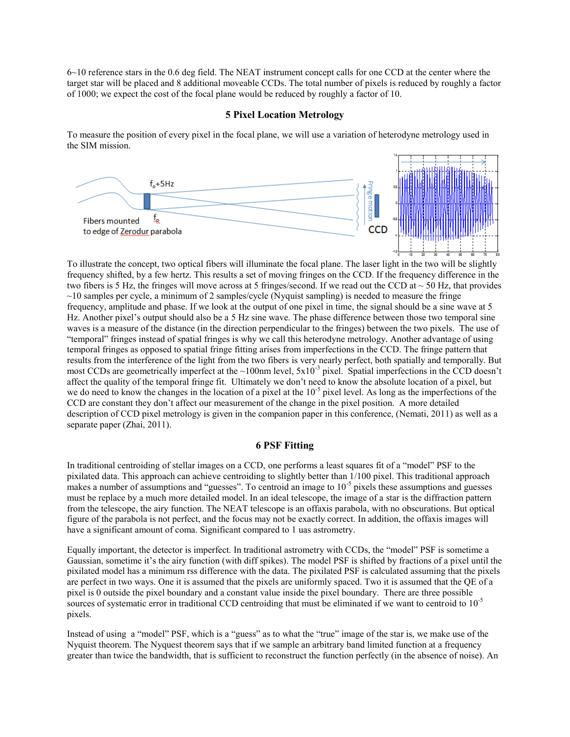6~10 reference stars in the 0.6 deg field. The NEAT instrument concept calls for one CCD at the center where the target star will be placed and 8 additional moveable CCDs. The total number of pixels is reduced by roughly a factor of 1000; we expect the cost of the focal plane would be reduced by roughly a factor of 10.

## 5 Pixel Location Metrology

To measure the position of every pixel in the focal plane, we will use a variation of heterodyne metrology used in the SIM mission.

To illustrate the concept, two optical fibers will illuminate the focal plane. The laser light in the two will be slightly frequency shifted, by a few hertz. This results a set of moving fringes on the CCD. If the frequency difference in the two fibers is 5 Hz, the fringes will move across at 5 fringes/second. If we read out the CCD at ~ 50 Hz, that provides ~10 samples per cycle, a minimum of 2 samples/cycle (Nyquist sampling) is needed to measure the fringe frequency, amplitude and phase. If we look at the output of one pixel in time, the signal should be a sine wave at 5 Hz. Another pixel's output should also be a 5 Hz sine wave. The phase difference between those two temporal sine waves is a measure of the distance (in the direction perpendicular to the fringes) between the two pixels. The use of "temporal" fringes instead of spatial fringes is why we call this heterodyne metrology. Another advantage of using temporal fringes as opposed to spatial fringe fitting arises from imperfections in the CCD. The fringe pattern that results from the interference of the light from the two fibers is very nearly perfect, both spatially and temporally. But most CCDs are geometrically imperfect at the ~100nm level, $5\times10^{-3}$ pixel. Spatial imperfections in the CCD doesn't affect the quality of the temporal fringe fit. Ultimately we don't need to know the absolute location of a pixel, but we do need to know the changes in the location of a pixel at the $10^{-5}$ pixel level. As long as the imperfections of the CCD are constant they don't affect our measurement of the change in the pixel position. A more detailed description of CCD pixel metrology is given in the companion paper in this conference, (Nemati, 2011) as well as a separate paper (Zhai, 2011).

## 6 PSF Fitting

In traditional centroiding of stellar images on a CCD, one performs a least squares fit of a "model" PSF to the pixilated data. This approach can achieve centroiding to slightly better than 1/100 pixel. This traditional approach makes a number of assumptions and "guesses". To centroid an image to $10^{-5}$ pixels these assumptions and guesses must be replace by a much more detailed model. In an ideal telescope, the image of a star is the diffraction pattern from the telescope, the airy function. The NEAT telescope is an offaxis parabola, with no obscurations. But optical figure of the parabola is not perfect, and the focus may not be exactly correct. In addition, the offaxis images will have a significant amount of coma. Significant compared to 1 uas astrometry.

Equally important, the detector is imperfect. In traditional astrometry with CCDs, the "model" PSF is sometime a Gaussian, sometime it's the airy function (with diff spikes). The model PSF is shifted by fractions of a pixel until the pixilated model has a minimum rss difference with the data. The pixilated PSF is calculated assuming that the pixels are perfect in two ways. One it is assumed that the pixels are uniformly spaced. Two it is assumed that the QE of a pixel is 0 outside the pixel boundary and a constant value inside the pixel boundary. There are three possible sources of systematic error in traditional CCD centroiding that must be eliminated if we want to centroid to $10^{-5}$ pixels.

Instead of using a "model" PSF, which is a "guess" as to what the "true" image of the star is, we make use of the Nyquist theorem. The Nyquest theorem says that if we sample an arbitrary band limited function at a frequency greater than twice the bandwidth, that is sufficient to reconstruct the function perfectly (in the absence of noise). An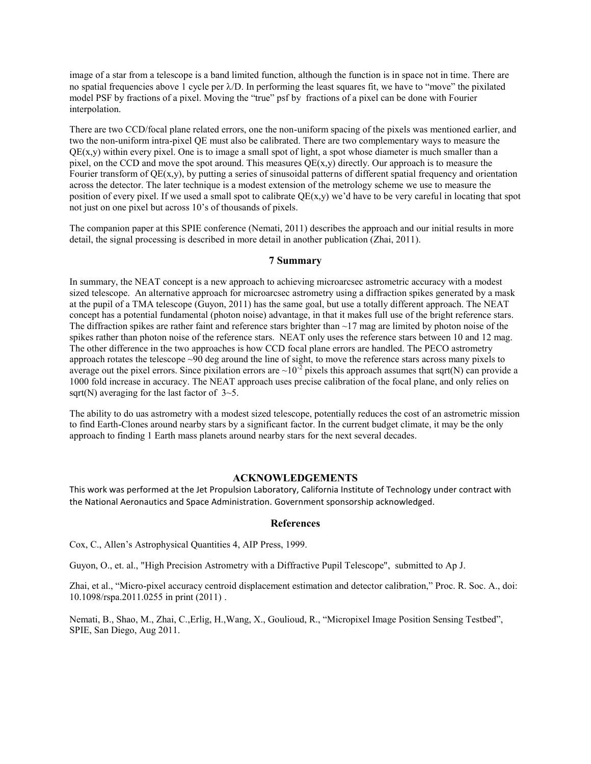image of a star from a telescope is a band limited function, although the function is in space not in time. There are no spatial frequencies above 1 cycle per $\lambda/D$. In performing the least squares fit, we have to "move" the pixilated model PSF by fractions of a pixel. Moving the "true" psf by fractions of a pixel can be done with Fourier interpolation.

There are two CCD/focal plane related errors, one the non-uniform spacing of the pixels was mentioned earlier, and two the non-uniform intra-pixel QE must also be calibrated. There are two complementary ways to measure the QE(x,y) within every pixel. One is to image a small spot of light, a spot whose diameter is much smaller than a pixel, on the CCD and move the spot around. This measures QE(x,y) directly. Our approach is to measure the Fourier transform of QE(x,y), by putting a series of sinusoidal patterns of different spatial frequency and orientation across the detector. The later technique is a modest extension of the metrology scheme we use to measure the position of every pixel. If we used a small spot to calibrate QE(x,y) we'd have to be very careful in locating that spot not just on one pixel but across 10's of thousands of pixels.

The companion paper at this SPIE conference (Nemati, 2011) describes the approach and our initial results in more detail, the signal processing is described in more detail in another publication (Zhai, 2011).

## 7 Summary

In summary, the NEAT concept is a new approach to achieving microarcsec astrometric accuracy with a modest sized telescope. An alternative approach for microarcsec astrometry using a diffraction spikes generated by a mask at the pupil of a TMA telescope (Guyon, 2011) has the same goal, but use a totally different approach. The NEAT concept has a potential fundamental (photon noise) advantage, in that it makes full use of the bright reference stars. The diffraction spikes are rather faint and reference stars brighter than ~17 mag are limited by photon noise of the spikes rather than photon noise of the reference stars. NEAT only uses the reference stars between 10 and 12 mag. The other difference in the two approaches is how CCD focal plane errors are handled. The PECO astrometry approach rotates the telescope ~90 deg around the line of sight, to move the reference stars across many pixels to average out the pixel errors. Since pixilation errors are $\sim 10^{-2}$ pixels this approach assumes that sqrt(N) can provide a 1000 fold increase in accuracy. The NEAT approach uses precise calibration of the focal plane, and only relies on sqrt(N) averaging for the last factor of 3~5.

The ability to do uas astrometry with a modest sized telescope, potentially reduces the cost of an astrometric mission to find Earth-Clones around nearby stars by a significant factor. In the current budget climate, it may be the only approach to finding 1 Earth mass planets around nearby stars for the next several decades.

## ACKNOWLEDGEMENTS

This work was performed at the Jet Propulsion Laboratory, California Institute of Technology under contract with the National Aeronautics and Space Administration. Government sponsorship acknowledged.

## References

Cox, C., Allen's Astrophysical Quantities 4, AIP Press, 1999.

Guyon, O., et. al., "High Precision Astrometry with a Diffractive Pupil Telescope", submitted to Ap J.

Zhai, et al., "Micro-pixel accuracy centroid displacement estimation and detector calibration," Proc. R. Soc. A., doi: 10.1098/rspa.2011.0255 in print (2011) .

Nemati, B., Shao, M., Zhai, C.,Erlig, H.,Wang, X., Goulioud, R., "Micropixel Image Position Sensing Testbed", SPIE, San Diego, Aug 2011.